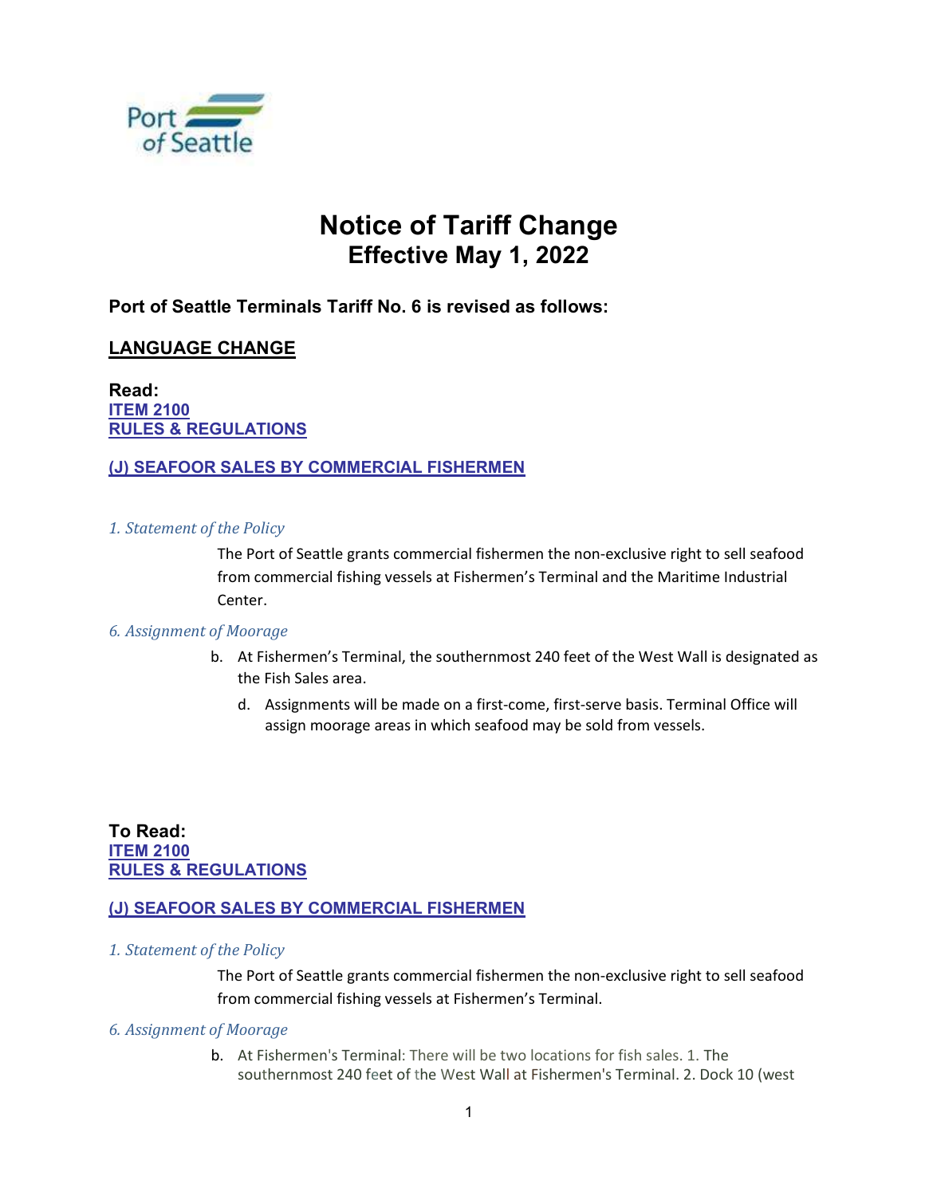Port of Seattle

# Notice of Tariff Change
## Effective May 1, 2022

**Port of Seattle Terminals Tariff No. 6 is revised as follows:**

**LANGUAGE CHANGE**

**Read:**
**ITEM 2100**
**RULES & REGULATIONS**

**(J) SEAFOOR SALES BY COMMERCIAL FISHERMEN**

*1. Statement of the Policy*

The Port of Seattle grants commercial fishermen the non-exclusive right to sell seafood from commercial fishing vessels at Fishermen's Terminal and the Maritime Industrial Center.

*6. Assignment of Moorage*

b. At Fishermen's Terminal, the southernmost 240 feet of the West Wall is designated as the Fish Sales area.

d. Assignments will be made on a first-come, first-serve basis. Terminal Office will assign moorage areas in which seafood may be sold from vessels.

**To Read:**
**ITEM 2100**
**RULES & REGULATIONS**

**(J) SEAFOOR SALES BY COMMERCIAL FISHERMEN**

*1. Statement of the Policy*

The Port of Seattle grants commercial fishermen the non-exclusive right to sell seafood from commercial fishing vessels at Fishermen's Terminal.

*6. Assignment of Moorage*

b. At Fishermen's Terminal: There will be two locations for fish sales. 1. The southernmost 240 feet of the West Wall at Fishermen's Terminal. 2. Dock 10 (west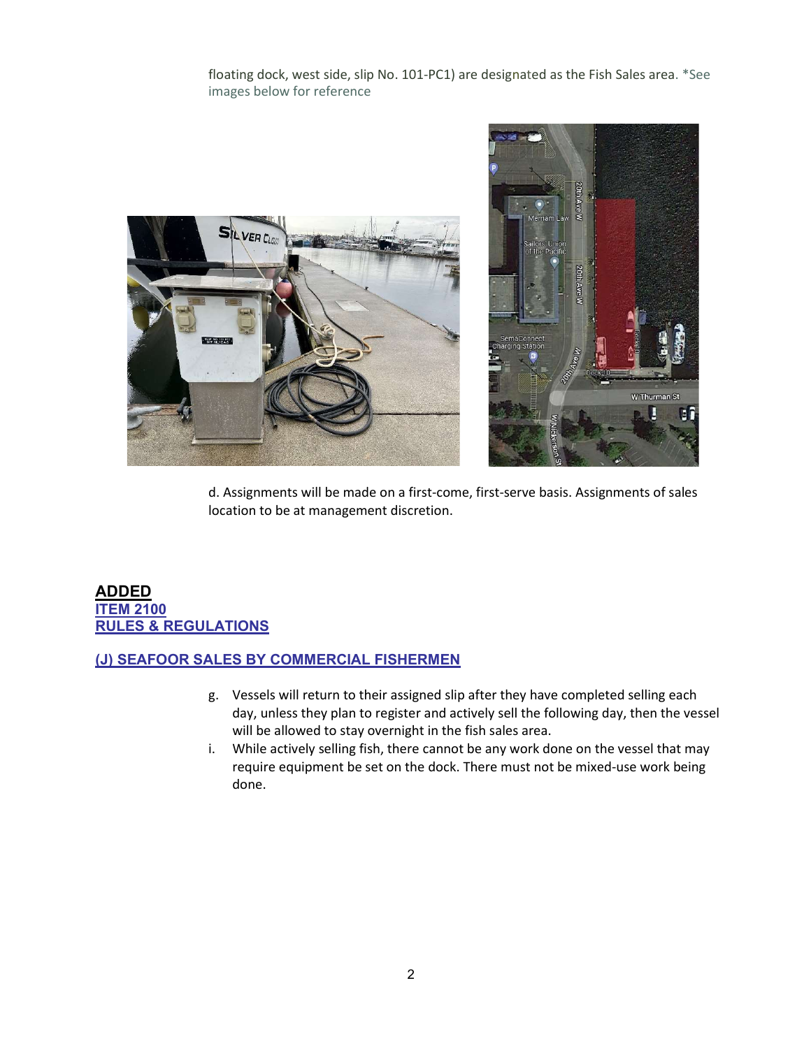floating dock, west side, slip No. 101-PC1) are designated as the Fish Sales area. *See images below for reference

d. Assignments will be made on a first-come, first-serve basis. Assignments of sales location to be at management discretion.

**ADDED**
**ITEM 2100**
**RULES & REGULATIONS**

**(J) SEAFOOR SALES BY COMMERCIAL FISHERMEN**

g. Vessels will return to their assigned slip after they have completed selling each day, unless they plan to register and actively sell the following day, then the vessel will be allowed to stay overnight in the fish sales area.

i. While actively selling fish, there cannot be any work done on the vessel that may require equipment be set on the dock. There must not be mixed-use work being done.